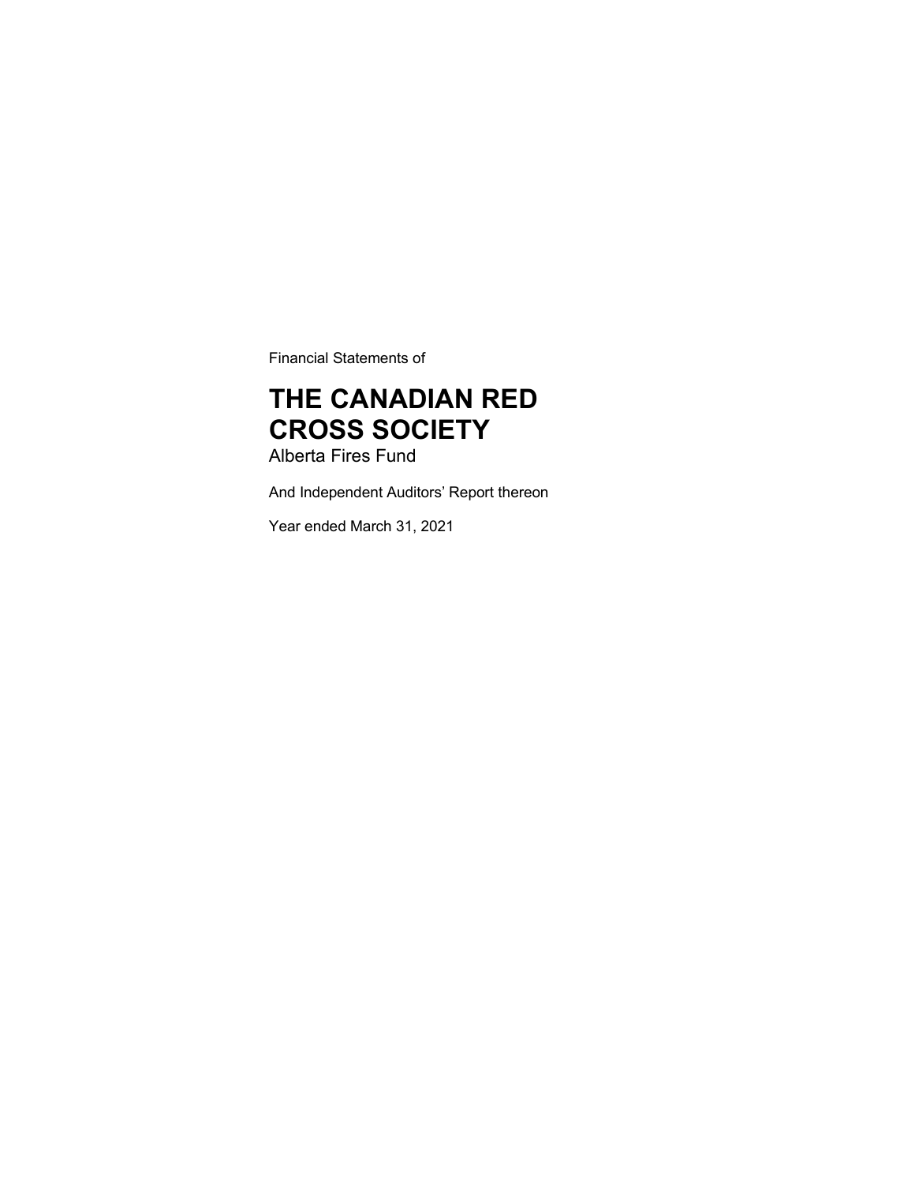Financial Statements of

# THE CANADIAN RED CROSS SOCIETY

Alberta Fires Fund

And Independent Auditors' Report thereon

Year ended March 31, 2021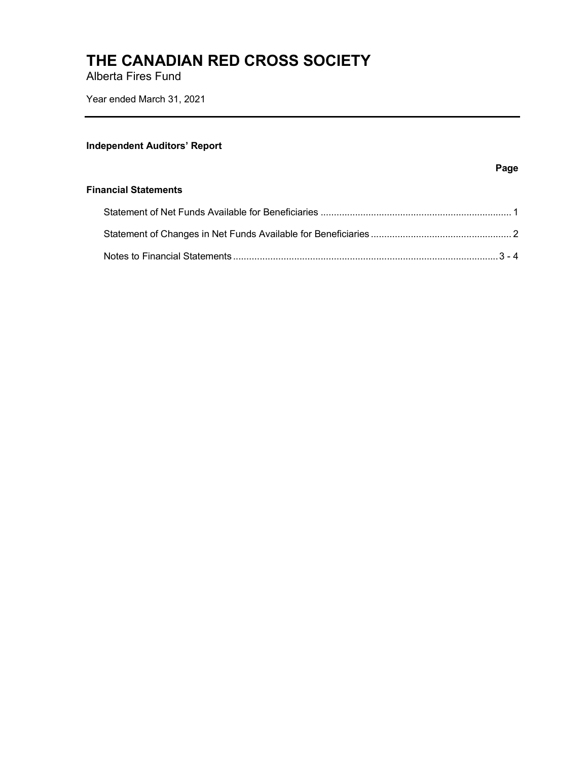# THE CANADIAN RED CROSS SOCIETY

Alberta Fires Fund

Year ended March 31, 2021

**Independent Auditors' Report**

| | Page |
|---|---|
| **Financial Statements** | |
| Statement of Net Funds Available for Beneficiaries | 1 |
| Statement of Changes in Net Funds Available for Beneficiaries | 2 |
| Notes to Financial Statements | 3 - 4 |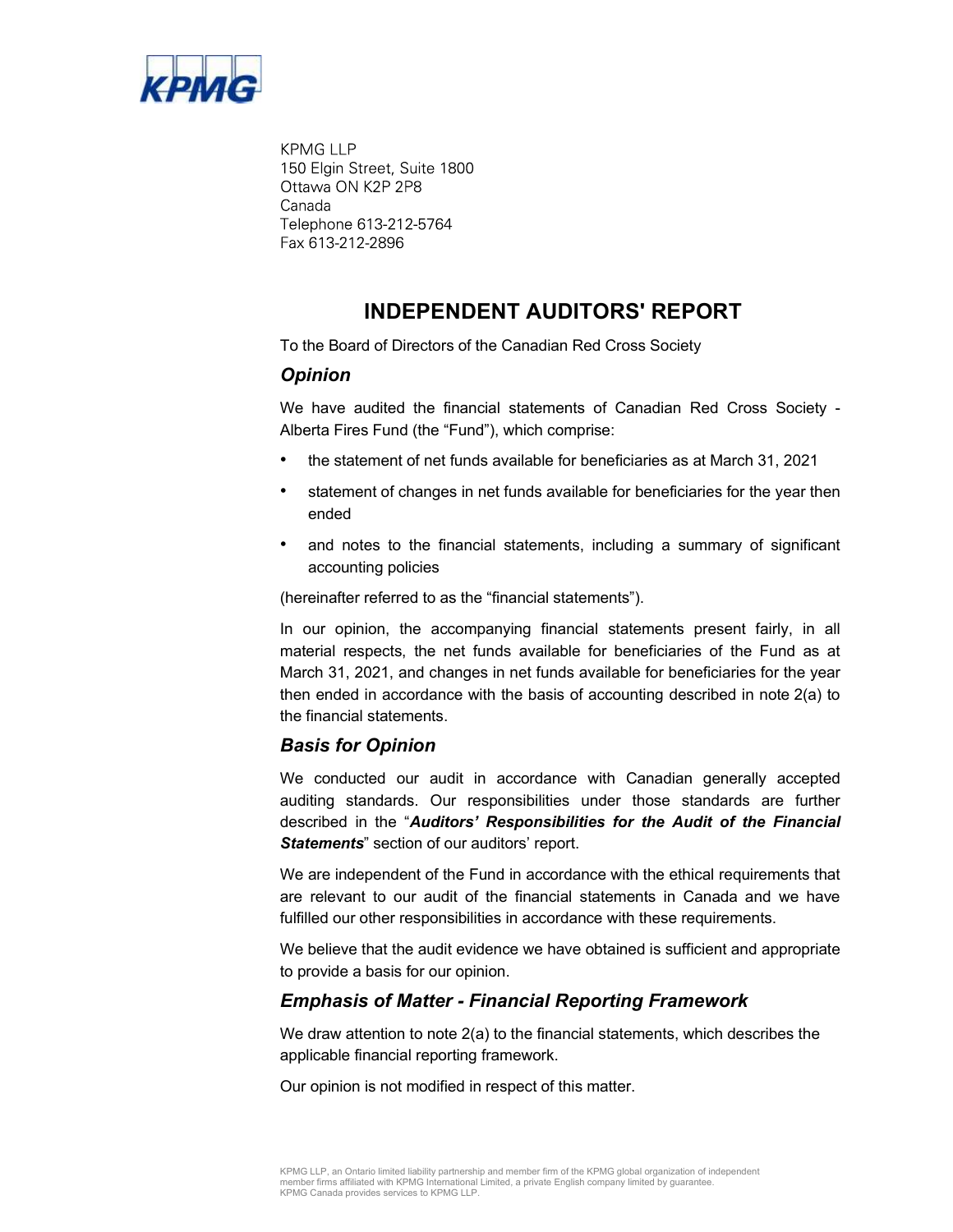KPMG LLP
150 Elgin Street, Suite 1800
Ottawa ON K2P 2P8
Canada
Telephone 613-212-5764
Fax 613-212-2896

# INDEPENDENT AUDITORS' REPORT

To the Board of Directors of the Canadian Red Cross Society

## *Opinion*

We have audited the financial statements of Canadian Red Cross Society - Alberta Fires Fund (the "Fund"), which comprise:

- the statement of net funds available for beneficiaries as at March 31, 2021
- statement of changes in net funds available for beneficiaries for the year then ended
- and notes to the financial statements, including a summary of significant accounting policies

(hereinafter referred to as the "financial statements").

In our opinion, the accompanying financial statements present fairly, in all material respects, the net funds available for beneficiaries of the Fund as at March 31, 2021, and changes in net funds available for beneficiaries for the year then ended in accordance with the basis of accounting described in note 2(a) to the financial statements.

## *Basis for Opinion*

We conducted our audit in accordance with Canadian generally accepted auditing standards. Our responsibilities under those standards are further described in the "***Auditors' Responsibilities for the Audit of the Financial Statements***" section of our auditors' report.

We are independent of the Fund in accordance with the ethical requirements that are relevant to our audit of the financial statements in Canada and we have fulfilled our other responsibilities in accordance with these requirements.

We believe that the audit evidence we have obtained is sufficient and appropriate to provide a basis for our opinion.

## *Emphasis of Matter - Financial Reporting Framework*

We draw attention to note 2(a) to the financial statements, which describes the applicable financial reporting framework.

Our opinion is not modified in respect of this matter.

KPMG LLP, an Ontario limited liability partnership and member firm of the KPMG global organization of independent member firms affiliated with KPMG International Limited, a private English company limited by guarantee.
KPMG Canada provides services to KPMG LLP.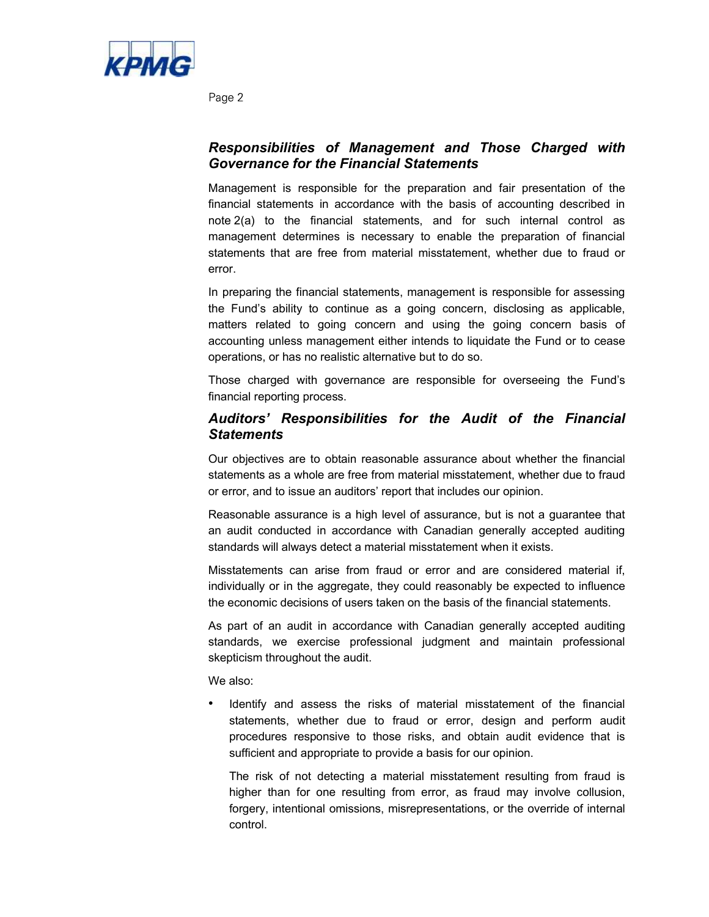### *Responsibilities of Management and Those Charged with Governance for the Financial Statements*

Management is responsible for the preparation and fair presentation of the financial statements in accordance with the basis of accounting described in note 2(a) to the financial statements, and for such internal control as management determines is necessary to enable the preparation of financial statements that are free from material misstatement, whether due to fraud or error.

In preparing the financial statements, management is responsible for assessing the Fund's ability to continue as a going concern, disclosing as applicable, matters related to going concern and using the going concern basis of accounting unless management either intends to liquidate the Fund or to cease operations, or has no realistic alternative but to do so.

Those charged with governance are responsible for overseeing the Fund's financial reporting process.

### *Auditors' Responsibilities for the Audit of the Financial Statements*

Our objectives are to obtain reasonable assurance about whether the financial statements as a whole are free from material misstatement, whether due to fraud or error, and to issue an auditors' report that includes our opinion.

Reasonable assurance is a high level of assurance, but is not a guarantee that an audit conducted in accordance with Canadian generally accepted auditing standards will always detect a material misstatement when it exists.

Misstatements can arise from fraud or error and are considered material if, individually or in the aggregate, they could reasonably be expected to influence the economic decisions of users taken on the basis of the financial statements.

As part of an audit in accordance with Canadian generally accepted auditing standards, we exercise professional judgment and maintain professional skepticism throughout the audit.

We also:

- Identify and assess the risks of material misstatement of the financial statements, whether due to fraud or error, design and perform audit procedures responsive to those risks, and obtain audit evidence that is sufficient and appropriate to provide a basis for our opinion.

  The risk of not detecting a material misstatement resulting from fraud is higher than for one resulting from error, as fraud may involve collusion, forgery, intentional omissions, misrepresentations, or the override of internal control.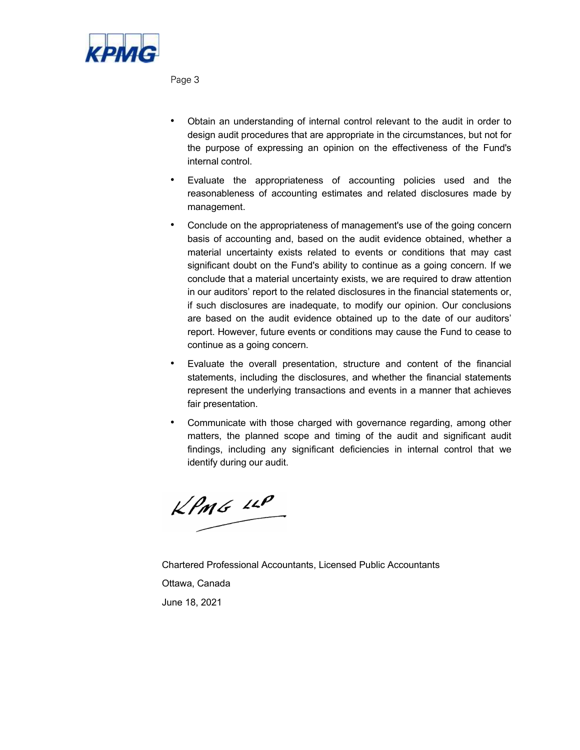- Obtain an understanding of internal control relevant to the audit in order to design audit procedures that are appropriate in the circumstances, but not for the purpose of expressing an opinion on the effectiveness of the Fund's internal control.
- Evaluate the appropriateness of accounting policies used and the reasonableness of accounting estimates and related disclosures made by management.
- Conclude on the appropriateness of management's use of the going concern basis of accounting and, based on the audit evidence obtained, whether a material uncertainty exists related to events or conditions that may cast significant doubt on the Fund's ability to continue as a going concern. If we conclude that a material uncertainty exists, we are required to draw attention in our auditors' report to the related disclosures in the financial statements or, if such disclosures are inadequate, to modify our opinion. Our conclusions are based on the audit evidence obtained up to the date of our auditors' report. However, future events or conditions may cause the Fund to cease to continue as a going concern.
- Evaluate the overall presentation, structure and content of the financial statements, including the disclosures, and whether the financial statements represent the underlying transactions and events in a manner that achieves fair presentation.
- Communicate with those charged with governance regarding, among other matters, the planned scope and timing of the audit and significant audit findings, including any significant deficiencies in internal control that we identify during our audit.

KPMG LLP

Chartered Professional Accountants, Licensed Public Accountants

Ottawa, Canada

June 18, 2021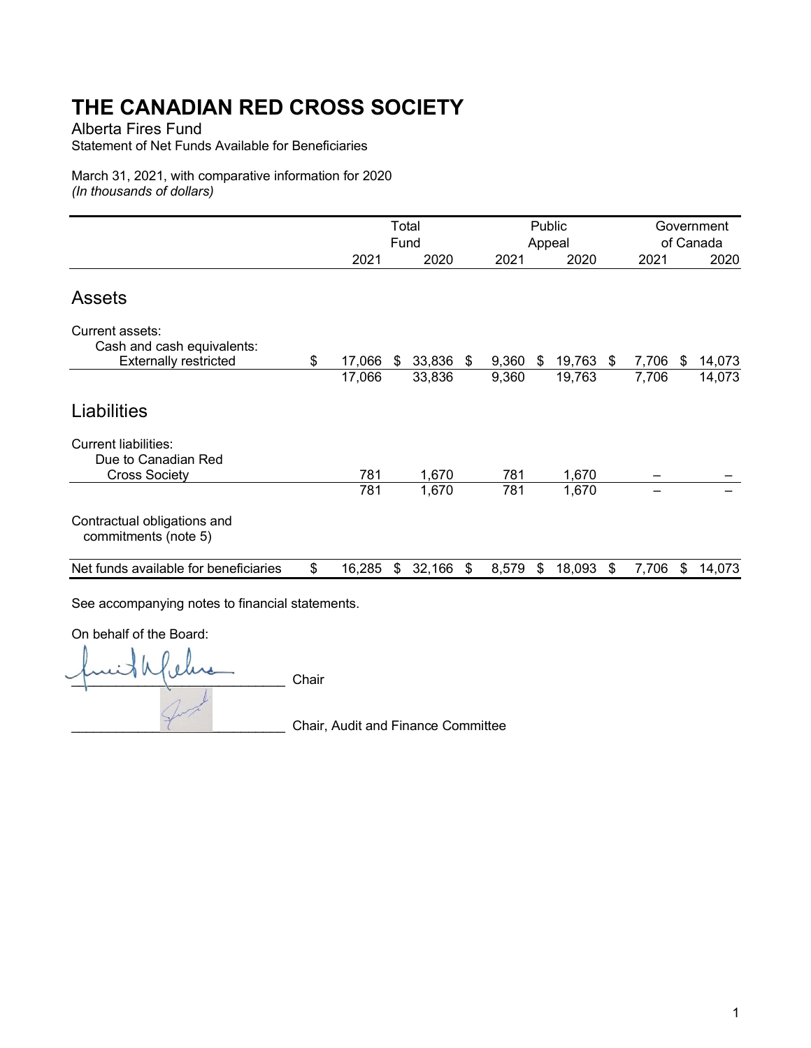# THE CANADIAN RED CROSS SOCIETY

Alberta Fires Fund
Statement of Net Funds Available for Beneficiaries

March 31, 2021, with comparative information for 2020
*(In thousands of dollars)*

| | Total Fund | | Public Appeal | | Government of Canada | |
|---|---|---|---|---|---|---|
| | 2021 | 2020 | 2021 | 2020 | 2021 | 2020 |
| **Assets** | | | | | | |
| Current assets: | | | | | | |
| Cash and cash equivalents: | | | | | | |
| Externally restricted | $ 17,066 | $ 33,836 | $ 9,360 | $ 19,763 | $ 7,706 | $ 14,073 |
| | 17,066 | 33,836 | 9,360 | 19,763 | 7,706 | 14,073 |
| **Liabilities** | | | | | | |
| Current liabilities: | | | | | | |
| Due to Canadian Red Cross Society | 781 | 1,670 | 781 | 1,670 | – | – |
| | 781 | 1,670 | 781 | 1,670 | – | – |
| Contractual obligations and commitments (note 5) | | | | | | |
| Net funds available for beneficiaries | $ 16,285 | $ 32,166 | $ 8,579 | $ 18,093 | $ 7,706 | $ 14,073 |

See accompanying notes to financial statements.

On behalf of the Board:

\_\_\_\_\_\_\_\_\_\_\_\_\_\_\_\_\_\_\_\_\_\_\_\_\_\_ Chair

\_\_\_\_\_\_\_\_\_\_\_\_\_\_\_\_\_\_\_\_\_\_\_\_\_\_ Chair, Audit and Finance Committee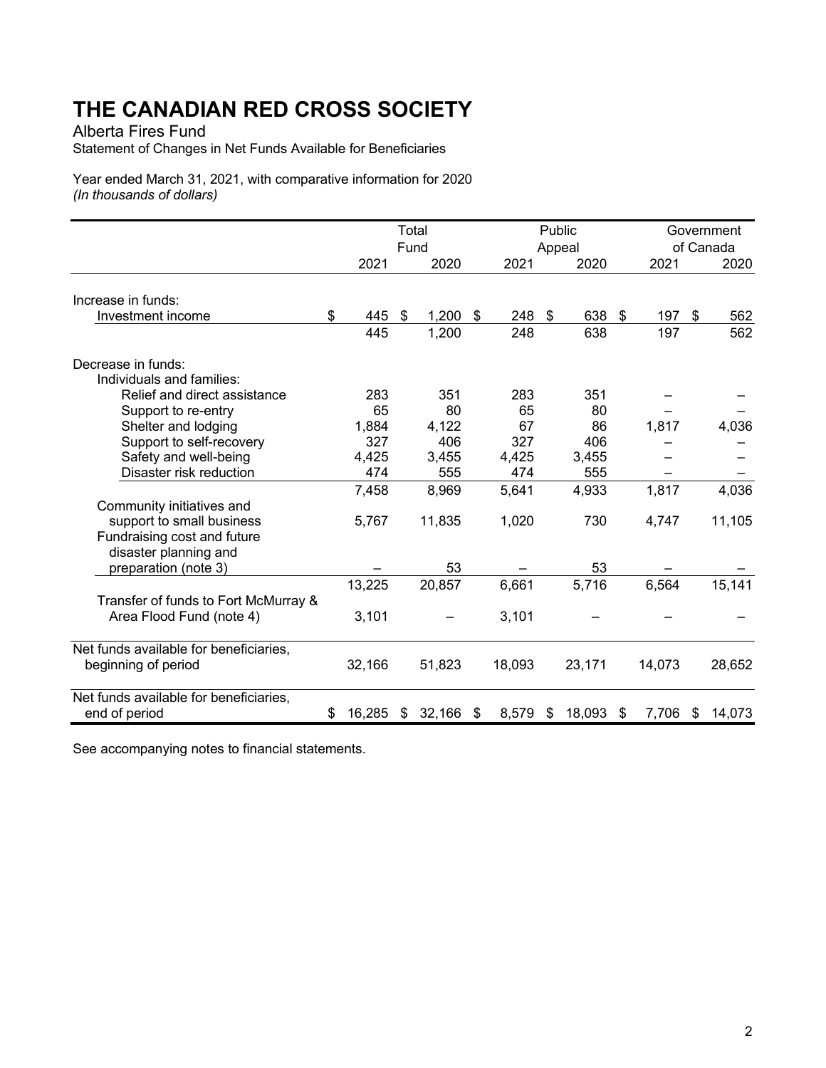# THE CANADIAN RED CROSS SOCIETY

Alberta Fires Fund

Statement of Changes in Net Funds Available for Beneficiaries

Year ended March 31, 2021, with comparative information for 2020

*(In thousands of dollars)*

| | Total Fund | | Public Appeal | | Government of Canada | |
|---|---|---|---|---|---|---|
| | 2021 | 2020 | 2021 | 2020 | 2021 | 2020 |
| Increase in funds: | | | | | | |
| Investment income | $ 445 | $ 1,200 | $ 248 | $ 638 | $ 197 | $ 562 |
| | 445 | 1,200 | 248 | 638 | 197 | 562 |
| Decrease in funds: | | | | | | |
| Individuals and families: | | | | | | |
| Relief and direct assistance | 283 | 351 | 283 | 351 | – | – |
| Support to re-entry | 65 | 80 | 65 | 80 | – | – |
| Shelter and lodging | 1,884 | 4,122 | 67 | 86 | 1,817 | 4,036 |
| Support to self-recovery | 327 | 406 | 327 | 406 | – | – |
| Safety and well-being | 4,425 | 3,455 | 4,425 | 3,455 | – | – |
| Disaster risk reduction | 474 | 555 | 474 | 555 | – | – |
| | 7,458 | 8,969 | 5,641 | 4,933 | 1,817 | 4,036 |
| Community initiatives and support to small business | 5,767 | 11,835 | 1,020 | 730 | 4,747 | 11,105 |
| Fundraising cost and future disaster planning and preparation (note 3) | – | 53 | – | 53 | – | – |
| | 13,225 | 20,857 | 6,661 | 5,716 | 6,564 | 15,141 |
| Transfer of funds to Fort McMurray & Area Flood Fund (note 4) | 3,101 | – | 3,101 | – | – | – |
| Net funds available for beneficiaries, beginning of period | 32,166 | 51,823 | 18,093 | 23,171 | 14,073 | 28,652 |
| Net funds available for beneficiaries, end of period | $ 16,285 | $ 32,166 | $ 8,579 | $ 18,093 | $ 7,706 | $ 14,073 |

See accompanying notes to financial statements.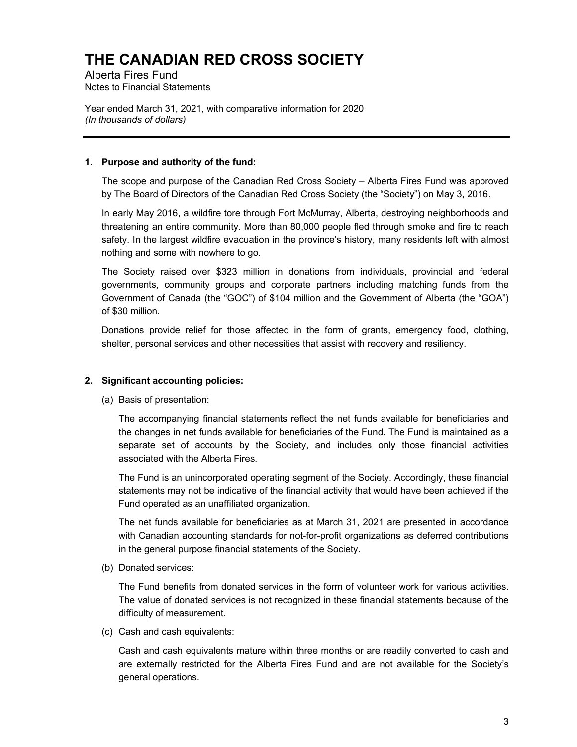# THE CANADIAN RED CROSS SOCIETY

Alberta Fires Fund
Notes to Financial Statements

Year ended March 31, 2021, with comparative information for 2020
*(In thousands of dollars)*

---

**1. Purpose and authority of the fund:**

The scope and purpose of the Canadian Red Cross Society – Alberta Fires Fund was approved by The Board of Directors of the Canadian Red Cross Society (the "Society") on May 3, 2016.

In early May 2016, a wildfire tore through Fort McMurray, Alberta, destroying neighborhoods and threatening an entire community. More than 80,000 people fled through smoke and fire to reach safety. In the largest wildfire evacuation in the province's history, many residents left with almost nothing and some with nowhere to go.

The Society raised over $323 million in donations from individuals, provincial and federal governments, community groups and corporate partners including matching funds from the Government of Canada (the "GOC") of $104 million and the Government of Alberta (the "GOA") of $30 million.

Donations provide relief for those affected in the form of grants, emergency food, clothing, shelter, personal services and other necessities that assist with recovery and resiliency.

**2. Significant accounting policies:**

(a) Basis of presentation:

The accompanying financial statements reflect the net funds available for beneficiaries and the changes in net funds available for beneficiaries of the Fund. The Fund is maintained as a separate set of accounts by the Society, and includes only those financial activities associated with the Alberta Fires.

The Fund is an unincorporated operating segment of the Society. Accordingly, these financial statements may not be indicative of the financial activity that would have been achieved if the Fund operated as an unaffiliated organization.

The net funds available for beneficiaries as at March 31, 2021 are presented in accordance with Canadian accounting standards for not-for-profit organizations as deferred contributions in the general purpose financial statements of the Society.

(b) Donated services:

The Fund benefits from donated services in the form of volunteer work for various activities. The value of donated services is not recognized in these financial statements because of the difficulty of measurement.

(c) Cash and cash equivalents:

Cash and cash equivalents mature within three months or are readily converted to cash and are externally restricted for the Alberta Fires Fund and are not available for the Society's general operations.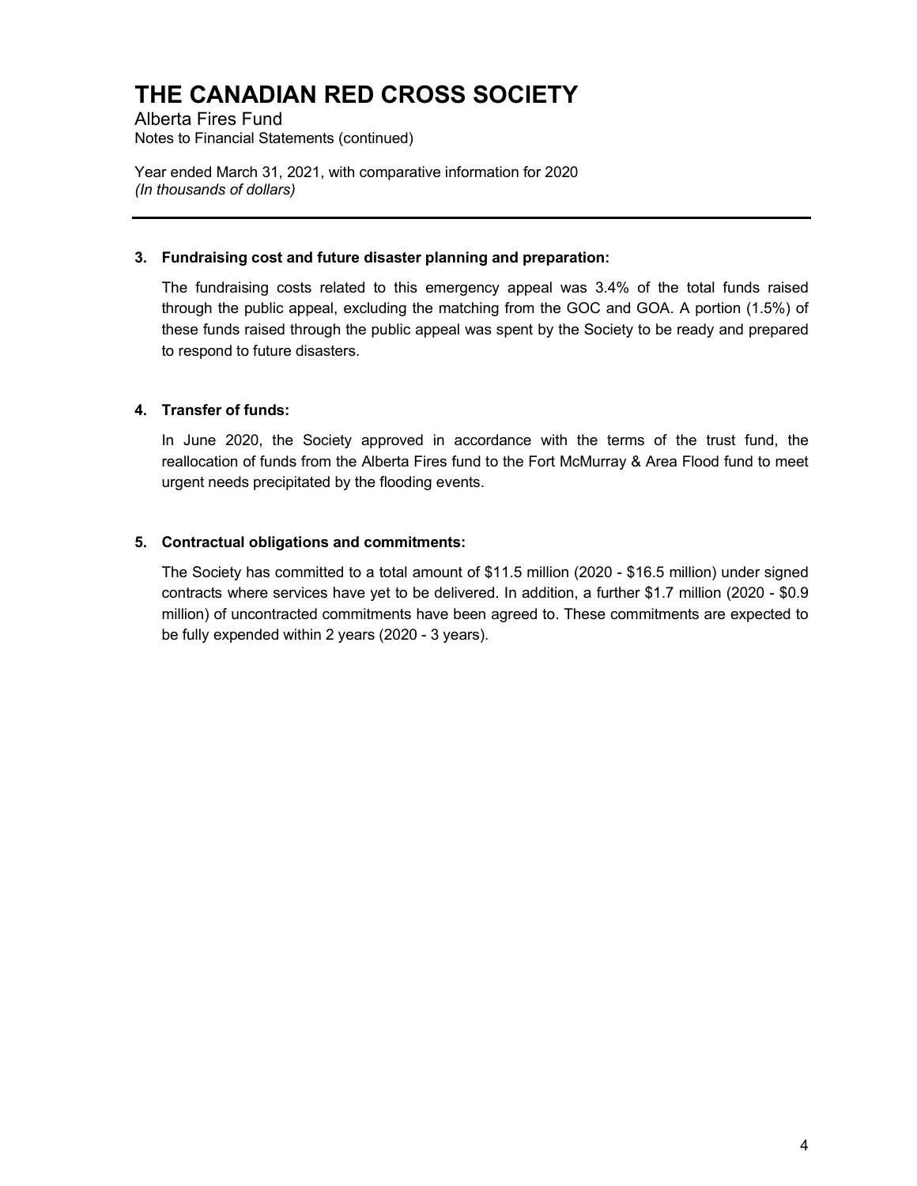**3. Fundraising cost and future disaster planning and preparation:**

The fundraising costs related to this emergency appeal was 3.4% of the total funds raised through the public appeal, excluding the matching from the GOC and GOA. A portion (1.5%) of these funds raised through the public appeal was spent by the Society to be ready and prepared to respond to future disasters.

**4. Transfer of funds:**

In June 2020, the Society approved in accordance with the terms of the trust fund, the reallocation of funds from the Alberta Fires fund to the Fort McMurray & Area Flood fund to meet urgent needs precipitated by the flooding events.

**5. Contractual obligations and commitments:**

The Society has committed to a total amount of $11.5 million (2020 - $16.5 million) under signed contracts where services have yet to be delivered. In addition, a further $1.7 million (2020 - $0.9 million) of uncontracted commitments have been agreed to. These commitments are expected to be fully expended within 2 years (2020 - 3 years).